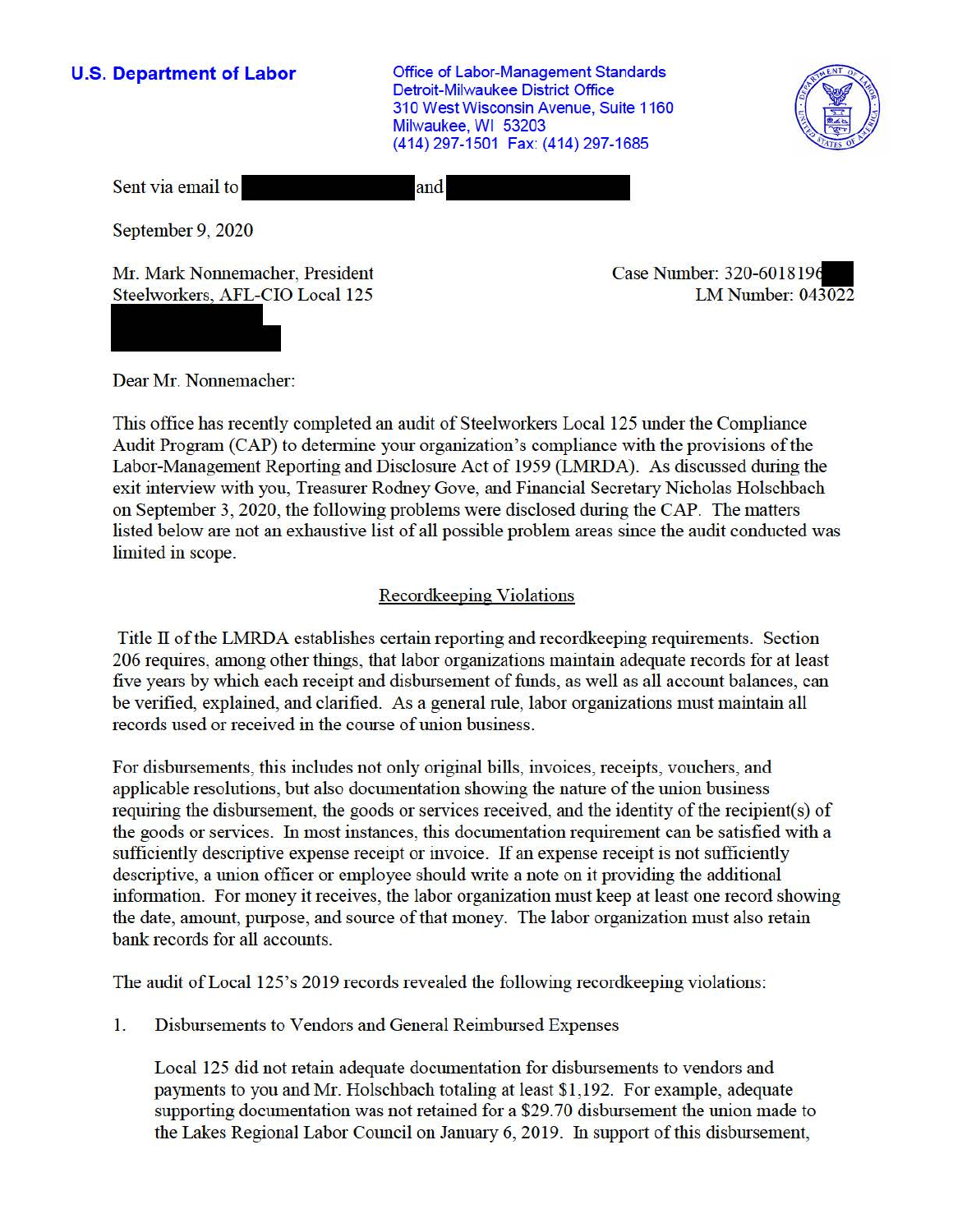**U.S. Department of Labor**

Office of Labor-Management Standards
Detroit-Milwaukee District Office
310 West Wisconsin Avenue, Suite 1160
Milwaukee, WI 53203
(414) 297-1501 Fax: (414) 297-1685

Sent via email to and

September 9, 2020

Mr. Mark Nonnemacher, President
Steelworkers, AFL-CIO Local 125

Case Number: 320-6018196
LM Number: 043022

Dear Mr. Nonnemacher:

This office has recently completed an audit of Steelworkers Local 125 under the Compliance Audit Program (CAP) to determine your organization's compliance with the provisions of the Labor-Management Reporting and Disclosure Act of 1959 (LMRDA). As discussed during the exit interview with you, Treasurer Rodney Gove, and Financial Secretary Nicholas Holschbach on September 3, 2020, the following problems were disclosed during the CAP. The matters listed below are not an exhaustive list of all possible problem areas since the audit conducted was limited in scope.

## Recordkeeping Violations

Title II of the LMRDA establishes certain reporting and recordkeeping requirements. Section 206 requires, among other things, that labor organizations maintain adequate records for at least five years by which each receipt and disbursement of funds, as well as all account balances, can be verified, explained, and clarified. As a general rule, labor organizations must maintain all records used or received in the course of union business.

For disbursements, this includes not only original bills, invoices, receipts, vouchers, and applicable resolutions, but also documentation showing the nature of the union business requiring the disbursement, the goods or services received, and the identity of the recipient(s) of the goods or services. In most instances, this documentation requirement can be satisfied with a sufficiently descriptive expense receipt or invoice. If an expense receipt is not sufficiently descriptive, a union officer or employee should write a note on it providing the additional information. For money it receives, the labor organization must keep at least one record showing the date, amount, purpose, and source of that money. The labor organization must also retain bank records for all accounts.

The audit of Local 125's 2019 records revealed the following recordkeeping violations:

1. Disbursements to Vendors and General Reimbursed Expenses

   Local 125 did not retain adequate documentation for disbursements to vendors and payments to you and Mr. Holschbach totaling at least $1,192. For example, adequate supporting documentation was not retained for a $29.70 disbursement the union made to the Lakes Regional Labor Council on January 6, 2019. In support of this disbursement,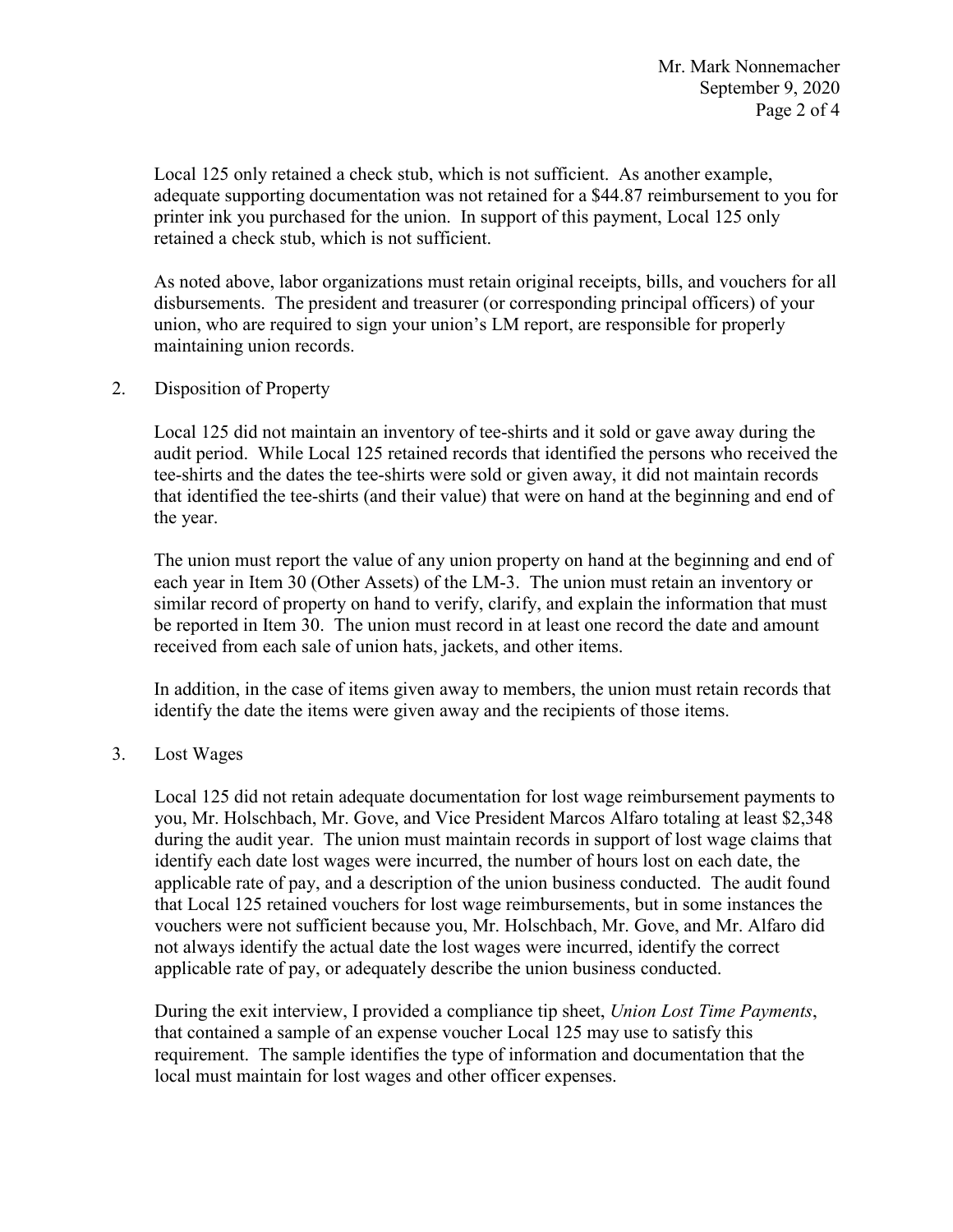Local 125 only retained a check stub, which is not sufficient. As another example, adequate supporting documentation was not retained for a $44.87 reimbursement to you for printer ink you purchased for the union. In support of this payment, Local 125 only retained a check stub, which is not sufficient.

As noted above, labor organizations must retain original receipts, bills, and vouchers for all disbursements. The president and treasurer (or corresponding principal officers) of your union, who are required to sign your union's LM report, are responsible for properly maintaining union records.

2. Disposition of Property

   Local 125 did not maintain an inventory of tee-shirts and it sold or gave away during the audit period. While Local 125 retained records that identified the persons who received the tee-shirts and the dates the tee-shirts were sold or given away, it did not maintain records that identified the tee-shirts (and their value) that were on hand at the beginning and end of the year.

   The union must report the value of any union property on hand at the beginning and end of each year in Item 30 (Other Assets) of the LM-3. The union must retain an inventory or similar record of property on hand to verify, clarify, and explain the information that must be reported in Item 30. The union must record in at least one record the date and amount received from each sale of union hats, jackets, and other items.

   In addition, in the case of items given away to members, the union must retain records that identify the date the items were given away and the recipients of those items.

3. Lost Wages

   Local 125 did not retain adequate documentation for lost wage reimbursement payments to you, Mr. Holschbach, Mr. Gove, and Vice President Marcos Alfaro totaling at least $2,348 during the audit year. The union must maintain records in support of lost wage claims that identify each date lost wages were incurred, the number of hours lost on each date, the applicable rate of pay, and a description of the union business conducted. The audit found that Local 125 retained vouchers for lost wage reimbursements, but in some instances the vouchers were not sufficient because you, Mr. Holschbach, Mr. Gove, and Mr. Alfaro did not always identify the actual date the lost wages were incurred, identify the correct applicable rate of pay, or adequately describe the union business conducted.

   During the exit interview, I provided a compliance tip sheet, *Union Lost Time Payments*, that contained a sample of an expense voucher Local 125 may use to satisfy this requirement. The sample identifies the type of information and documentation that the local must maintain for lost wages and other officer expenses.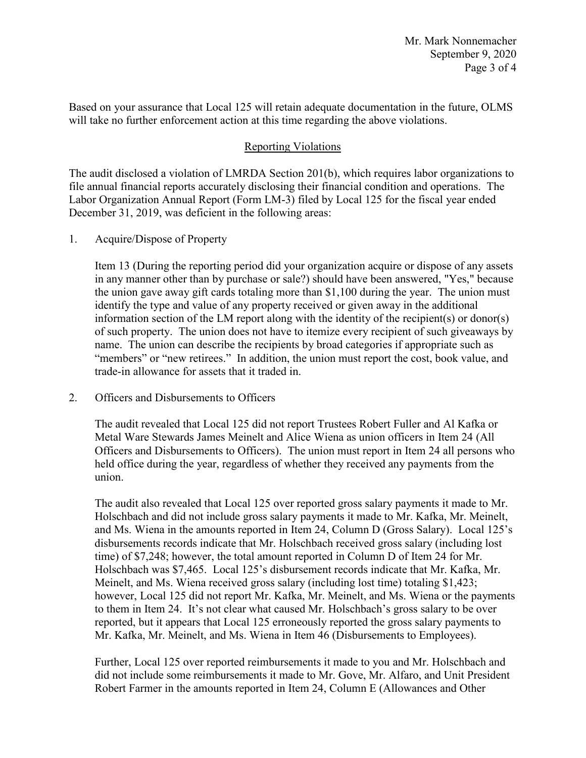Based on your assurance that Local 125 will retain adequate documentation in the future, OLMS will take no further enforcement action at this time regarding the above violations.

## Reporting Violations

The audit disclosed a violation of LMRDA Section 201(b), which requires labor organizations to file annual financial reports accurately disclosing their financial condition and operations. The Labor Organization Annual Report (Form LM-3) filed by Local 125 for the fiscal year ended December 31, 2019, was deficient in the following areas:

1. Acquire/Dispose of Property

   Item 13 (During the reporting period did your organization acquire or dispose of any assets in any manner other than by purchase or sale?) should have been answered, "Yes," because the union gave away gift cards totaling more than $1,100 during the year. The union must identify the type and value of any property received or given away in the additional information section of the LM report along with the identity of the recipient(s) or donor(s) of such property. The union does not have to itemize every recipient of such giveaways by name. The union can describe the recipients by broad categories if appropriate such as "members" or "new retirees." In addition, the union must report the cost, book value, and trade-in allowance for assets that it traded in.

2. Officers and Disbursements to Officers

   The audit revealed that Local 125 did not report Trustees Robert Fuller and Al Kafka or Metal Ware Stewards James Meinelt and Alice Wiena as union officers in Item 24 (All Officers and Disbursements to Officers). The union must report in Item 24 all persons who held office during the year, regardless of whether they received any payments from the union.

   The audit also revealed that Local 125 over reported gross salary payments it made to Mr. Holschbach and did not include gross salary payments it made to Mr. Kafka, Mr. Meinelt, and Ms. Wiena in the amounts reported in Item 24, Column D (Gross Salary). Local 125's disbursements records indicate that Mr. Holschbach received gross salary (including lost time) of $7,248; however, the total amount reported in Column D of Item 24 for Mr. Holschbach was $7,465. Local 125's disbursement records indicate that Mr. Kafka, Mr. Meinelt, and Ms. Wiena received gross salary (including lost time) totaling $1,423; however, Local 125 did not report Mr. Kafka, Mr. Meinelt, and Ms. Wiena or the payments to them in Item 24. It's not clear what caused Mr. Holschbach's gross salary to be over reported, but it appears that Local 125 erroneously reported the gross salary payments to Mr. Kafka, Mr. Meinelt, and Ms. Wiena in Item 46 (Disbursements to Employees).

   Further, Local 125 over reported reimbursements it made to you and Mr. Holschbach and did not include some reimbursements it made to Mr. Gove, Mr. Alfaro, and Unit President Robert Farmer in the amounts reported in Item 24, Column E (Allowances and Other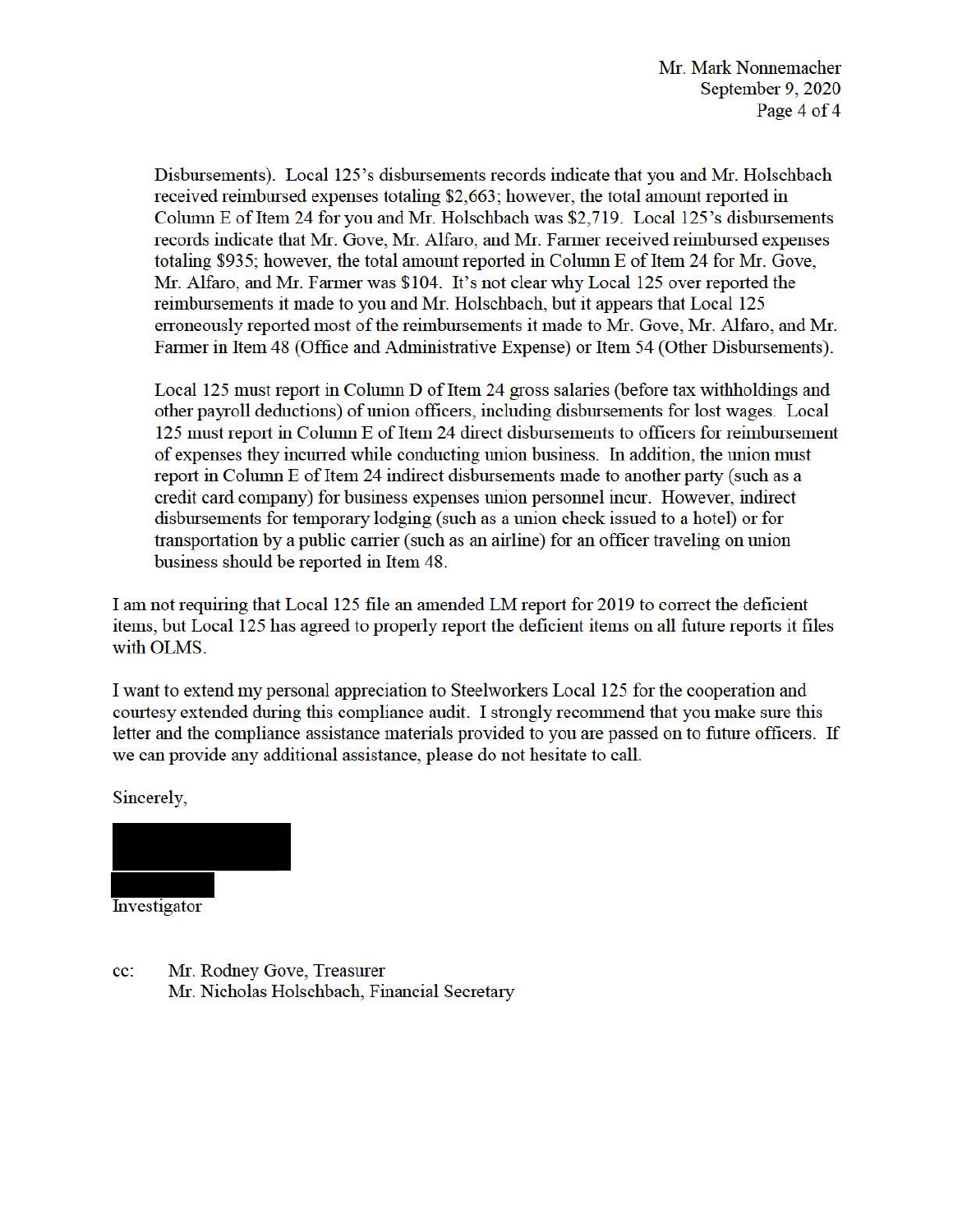Disbursements). Local 125's disbursements records indicate that you and Mr. Holschbach received reimbursed expenses totaling $2,663; however, the total amount reported in Column E of Item 24 for you and Mr. Holschbach was $2,719. Local 125's disbursements records indicate that Mr. Gove, Mr. Alfaro, and Mr. Farmer received reimbursed expenses totaling $935; however, the total amount reported in Column E of Item 24 for Mr. Gove, Mr. Alfaro, and Mr. Farmer was $104. It's not clear why Local 125 over reported the reimbursements it made to you and Mr. Holschbach, but it appears that Local 125 erroneously reported most of the reimbursements it made to Mr. Gove, Mr. Alfaro, and Mr. Farmer in Item 48 (Office and Administrative Expense) or Item 54 (Other Disbursements).

Local 125 must report in Column D of Item 24 gross salaries (before tax withholdings and other payroll deductions) of union officers, including disbursements for lost wages. Local 125 must report in Column E of Item 24 direct disbursements to officers for reimbursement of expenses they incurred while conducting union business. In addition, the union must report in Column E of Item 24 indirect disbursements made to another party (such as a credit card company) for business expenses union personnel incur. However, indirect disbursements for temporary lodging (such as a union check issued to a hotel) or for transportation by a public carrier (such as an airline) for an officer traveling on union business should be reported in Item 48.

I am not requiring that Local 125 file an amended LM report for 2019 to correct the deficient items, but Local 125 has agreed to properly report the deficient items on all future reports it files with OLMS.

I want to extend my personal appreciation to Steelworkers Local 125 for the cooperation and courtesy extended during this compliance audit. I strongly recommend that you make sure this letter and the compliance assistance materials provided to you are passed on to future officers. If we can provide any additional assistance, please do not hesitate to call.

Sincerely,

Investigator

cc: Mr. Rodney Gove, Treasurer
Mr. Nicholas Holschbach, Financial Secretary